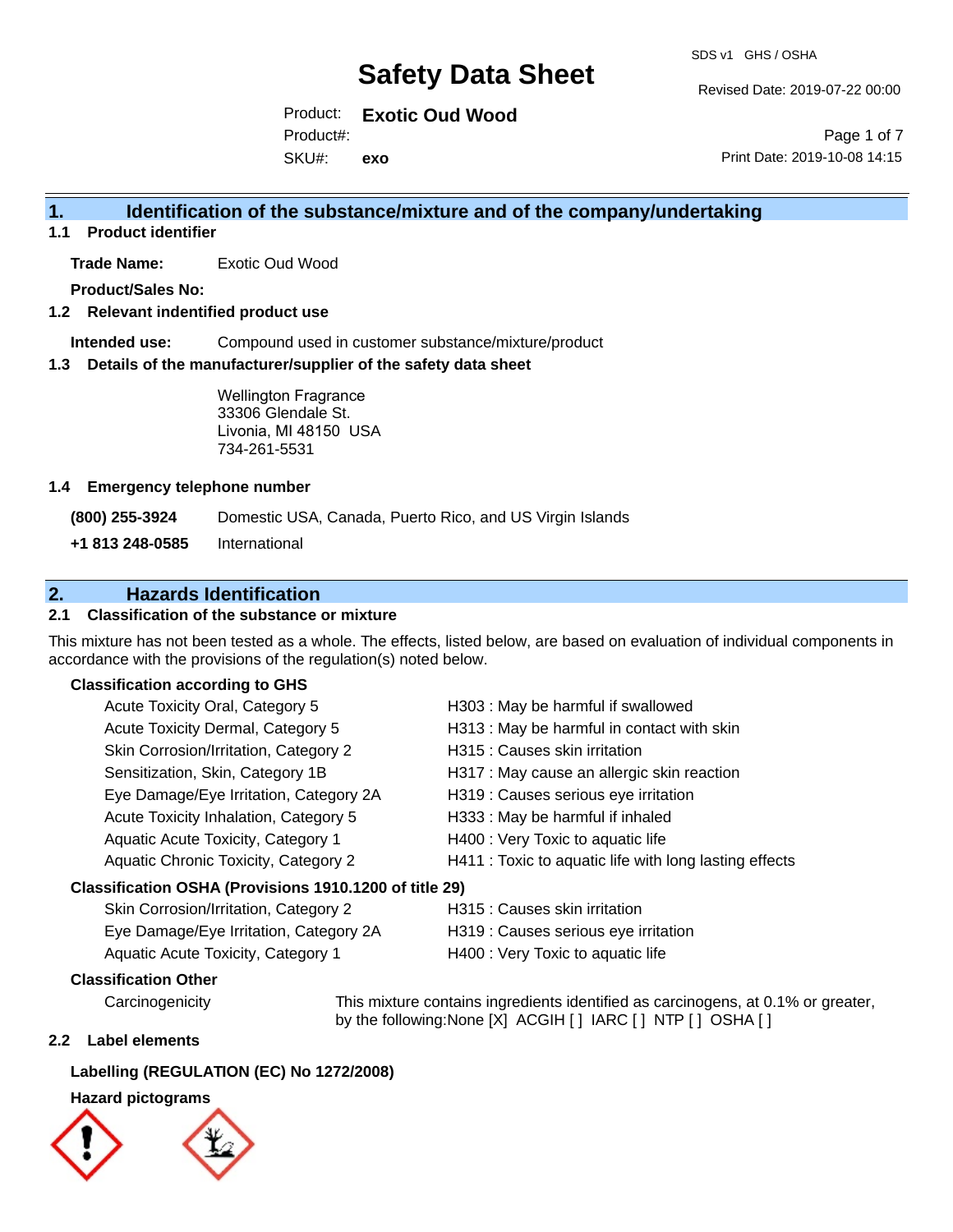# Safety Data Sheet

SDS v1 GHS / OSHA

Revised Date: 2019-07-22 00:00

Product: **Exotic Oud Wood**
Product#:
SKU#: **exo**

Print Date: 2019-10-08 14:15

## 1. Identification of the substance/mixture and of the company/undertaking

### 1.1 Product identifier

**Trade Name:** Exotic Oud Wood

**Product/Sales No:**

### 1.2 Relevant indentified product use

**Intended use:** Compound used in customer substance/mixture/product

### 1.3 Details of the manufacturer/supplier of the safety data sheet

Wellington Fragrance
33306 Glendale St.
Livonia, MI 48150 USA
734-261-5531

### 1.4 Emergency telephone number

**(800) 255-3924** Domestic USA, Canada, Puerto Rico, and US Virgin Islands

**+1 813 248-0585** International

## 2. Hazards Identification

### 2.1 Classification of the substance or mixture

This mixture has not been tested as a whole. The effects, listed below, are based on evaluation of individual components in accordance with the provisions of the regulation(s) noted below.

**Classification according to GHS**

| | |
|---|---|
| Acute Toxicity Oral, Category 5 | H303 : May be harmful if swallowed |
| Acute Toxicity Dermal, Category 5 | H313 : May be harmful in contact with skin |
| Skin Corrosion/Irritation, Category 2 | H315 : Causes skin irritation |
| Sensitization, Skin, Category 1B | H317 : May cause an allergic skin reaction |
| Eye Damage/Eye Irritation, Category 2A | H319 : Causes serious eye irritation |
| Acute Toxicity Inhalation, Category 5 | H333 : May be harmful if inhaled |
| Aquatic Acute Toxicity, Category 1 | H400 : Very Toxic to aquatic life |
| Aquatic Chronic Toxicity, Category 2 | H411 : Toxic to aquatic life with long lasting effects |

**Classification OSHA (Provisions 1910.1200 of title 29)**

| | |
|---|---|
| Skin Corrosion/Irritation, Category 2 | H315 : Causes skin irritation |
| Eye Damage/Eye Irritation, Category 2A | H319 : Causes serious eye irritation |
| Aquatic Acute Toxicity, Category 1 | H400 : Very Toxic to aquatic life |

**Classification Other**

Carcinogenicity: This mixture contains ingredients identified as carcinogens, at 0.1% or greater, by the following:None [X] ACGIH [ ] IARC [ ] NTP [ ] OSHA [ ]

### 2.2 Label elements

**Labelling (REGULATION (EC) No 1272/2008)**

**Hazard pictograms**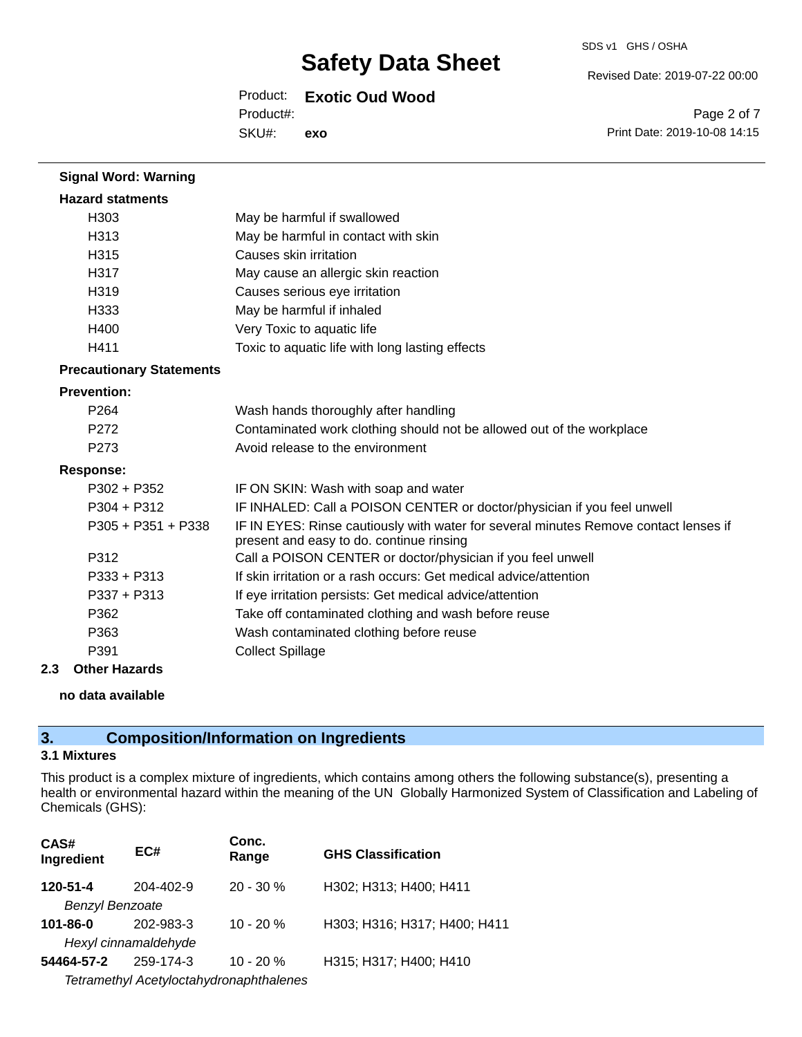**Signal Word: Warning**

**Hazard statments**

| | |
|---|---|
| H303 | May be harmful if swallowed |
| H313 | May be harmful in contact with skin |
| H315 | Causes skin irritation |
| H317 | May cause an allergic skin reaction |
| H319 | Causes serious eye irritation |
| H333 | May be harmful if inhaled |
| H400 | Very Toxic to aquatic life |
| H411 | Toxic to aquatic life with long lasting effects |

**Precautionary Statements**

**Prevention:**

| | |
|---|---|
| P264 | Wash hands thoroughly after handling |
| P272 | Contaminated work clothing should not be allowed out of the workplace |
| P273 | Avoid release to the environment |

**Response:**

| | |
|---|---|
| P302 + P352 | IF ON SKIN: Wash with soap and water |
| P304 + P312 | IF INHALED: Call a POISON CENTER or doctor/physician if you feel unwell |
| P305 + P351 + P338 | IF IN EYES: Rinse cautiously with water for several minutes Remove contact lenses if present and easy to do. continue rinsing |
| P312 | Call a POISON CENTER or doctor/physician if you feel unwell |
| P333 + P313 | If skin irritation or a rash occurs: Get medical advice/attention |
| P337 + P313 | If eye irritation persists: Get medical advice/attention |
| P362 | Take off contaminated clothing and wash before reuse |
| P363 | Wash contaminated clothing before reuse |
| P391 | Collect Spillage |

**2.3 Other Hazards**

**no data available**

## 3. Composition/Information on Ingredients

### 3.1 Mixtures

This product is a complex mixture of ingredients, which contains among others the following substance(s), presenting a health or environmental hazard within the meaning of the UN Globally Harmonized System of Classification and Labeling of Chemicals (GHS):

| CAS# Ingredient | EC# | Conc. Range | GHS Classification |
|---|---|---|---|
| **120-51-4** | 204-402-9 | 20 - 30 % | H302; H313; H400; H411 |
| *Benzyl Benzoate* | | | |
| **101-86-0** | 202-983-3 | 10 - 20 % | H303; H316; H317; H400; H411 |
| *Hexyl cinnamaldehyde* | | | |
| **54464-57-2** | 259-174-3 | 10 - 20 % | H315; H317; H400; H410 |
| *Tetramethyl Acetyloctahydronaphthalenes* | | | |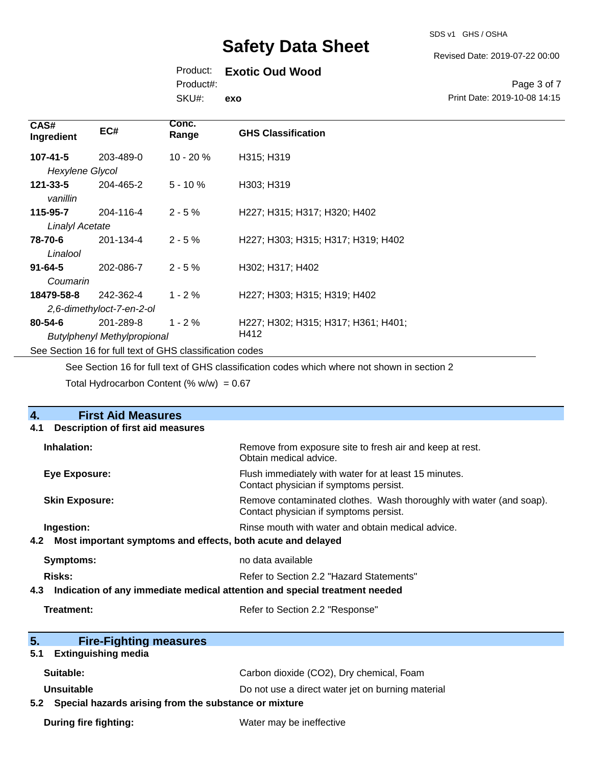| CAS# Ingredient | EC# | Conc. Range | GHS Classification |
|---|---|---|---|
| **107-41-5** *Hexylene Glycol* | 203-489-0 | 10 - 20 % | H315; H319 |
| **121-33-5** *vanillin* | 204-465-2 | 5 - 10 % | H303; H319 |
| **115-95-7** *Linalyl Acetate* | 204-116-4 | 2 - 5 % | H227; H315; H317; H320; H402 |
| **78-70-6** *Linalool* | 201-134-4 | 2 - 5 % | H227; H303; H315; H317; H319; H402 |
| **91-64-5** *Coumarin* | 202-086-7 | 2 - 5 % | H302; H317; H402 |
| **18479-58-8** *2,6-dimethyloct-7-en-2-ol* | 242-362-4 | 1 - 2 % | H227; H303; H315; H319; H402 |
| **80-54-6** *Butylphenyl Methylpropional* | 201-289-8 | 1 - 2 % | H227; H302; H315; H317; H361; H401; H412 |

See Section 16 for full text of GHS classification codes

See Section 16 for full text of GHS classification codes which where not shown in section 2

Total Hydrocarbon Content (% w/w) = 0.67

## 4. First Aid Measures

### 4.1 Description of first aid measures

**Inhalation:** Remove from exposure site to fresh air and keep at rest. Obtain medical advice.

**Eye Exposure:** Flush immediately with water for at least 15 minutes. Contact physician if symptoms persist.

**Skin Exposure:** Remove contaminated clothes. Wash thoroughly with water (and soap). Contact physician if symptoms persist.

**Ingestion:** Rinse mouth with water and obtain medical advice.

### 4.2 Most important symptoms and effects, both acute and delayed

**Symptoms:** no data available

**Risks:** Refer to Section 2.2 "Hazard Statements"

### 4.3 Indication of any immediate medical attention and special treatment needed

**Treatment:** Refer to Section 2.2 "Response"

## 5. Fire-Fighting measures

### 5.1 Extinguishing media

**Suitable:** Carbon dioxide (CO2), Dry chemical, Foam

**Unsuitable** Do not use a direct water jet on burning material

### 5.2 Special hazards arising from the substance or mixture

**During fire fighting:** Water may be ineffective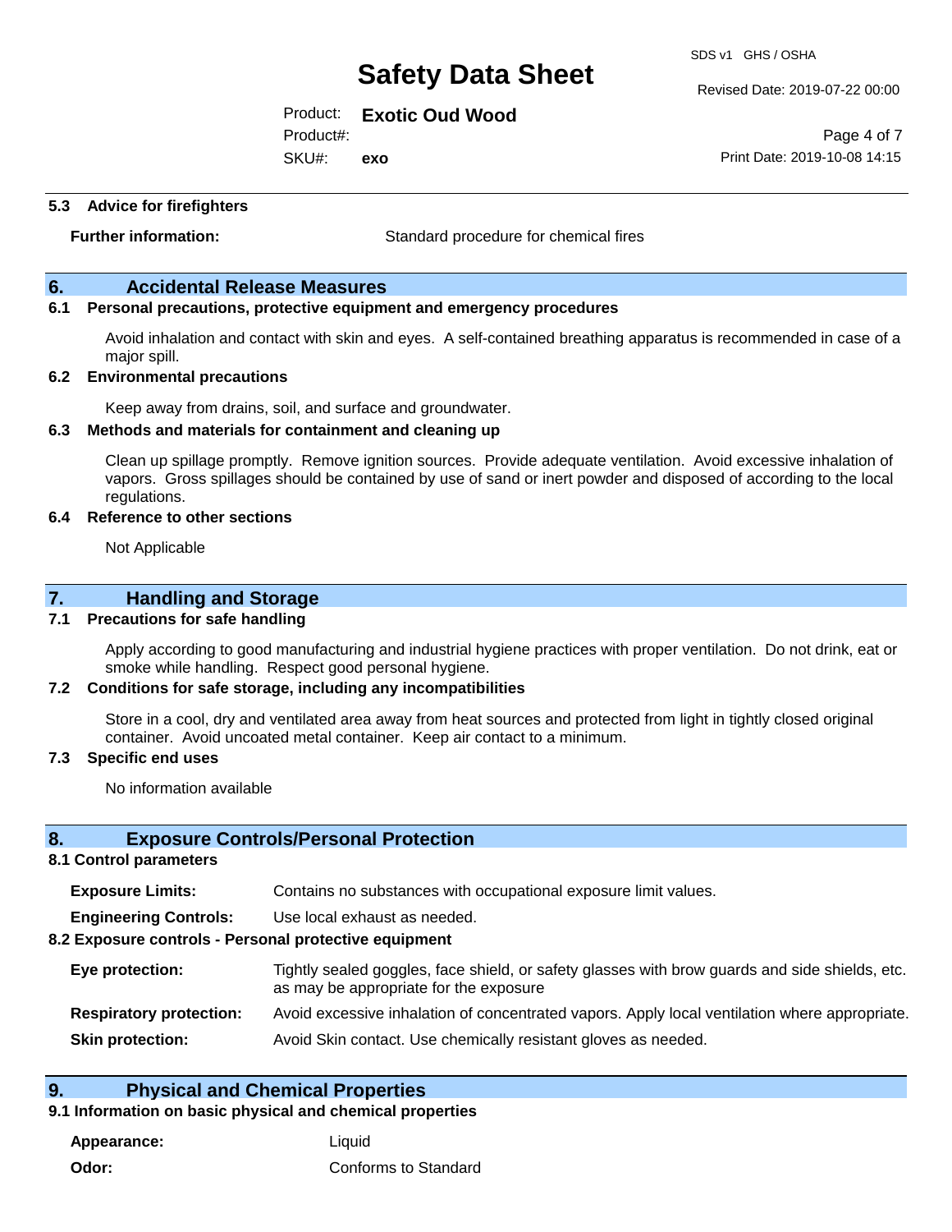### 5.3 Advice for firefighters

**Further information:** Standard procedure for chemical fires

## 6. Accidental Release Measures

### 6.1 Personal precautions, protective equipment and emergency procedures

Avoid inhalation and contact with skin and eyes. A self-contained breathing apparatus is recommended in case of a major spill.

### 6.2 Environmental precautions

Keep away from drains, soil, and surface and groundwater.

### 6.3 Methods and materials for containment and cleaning up

Clean up spillage promptly. Remove ignition sources. Provide adequate ventilation. Avoid excessive inhalation of vapors. Gross spillages should be contained by use of sand or inert powder and disposed of according to the local regulations.

### 6.4 Reference to other sections

Not Applicable

## 7. Handling and Storage

### 7.1 Precautions for safe handling

Apply according to good manufacturing and industrial hygiene practices with proper ventilation. Do not drink, eat or smoke while handling. Respect good personal hygiene.

### 7.2 Conditions for safe storage, including any incompatibilities

Store in a cool, dry and ventilated area away from heat sources and protected from light in tightly closed original container. Avoid uncoated metal container. Keep air contact to a minimum.

### 7.3 Specific end uses

No information available

## 8. Exposure Controls/Personal Protection

### 8.1 Control parameters

**Exposure Limits:** Contains no substances with occupational exposure limit values.

**Engineering Controls:** Use local exhaust as needed.

### 8.2 Exposure controls - Personal protective equipment

**Eye protection:** Tightly sealed goggles, face shield, or safety glasses with brow guards and side shields, etc. as may be appropriate for the exposure

**Respiratory protection:** Avoid excessive inhalation of concentrated vapors. Apply local ventilation where appropriate.

**Skin protection:** Avoid Skin contact. Use chemically resistant gloves as needed.

## 9. Physical and Chemical Properties

### 9.1 Information on basic physical and chemical properties

**Appearance:** Liquid

**Odor:** Conforms to Standard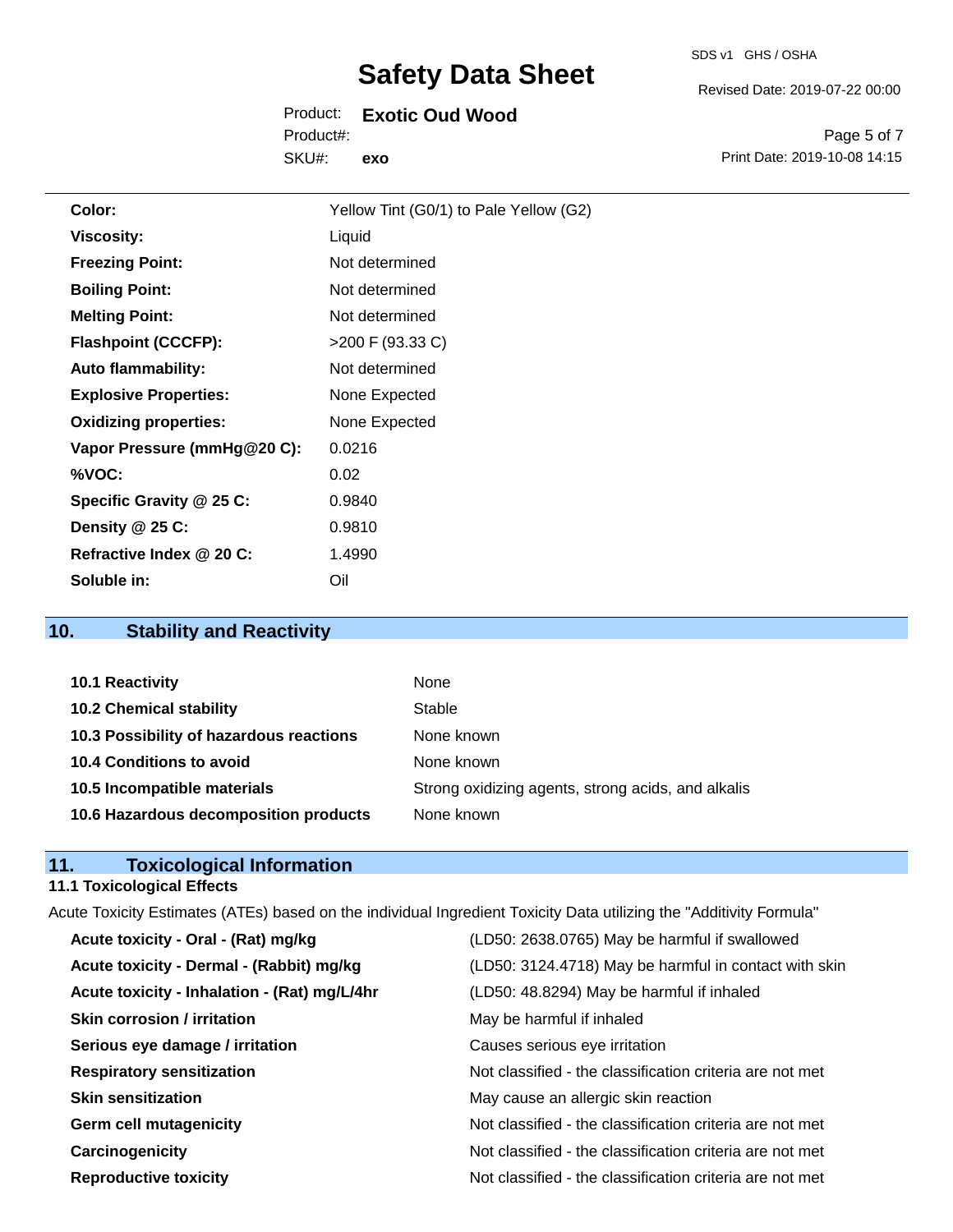| | |
|---|---|
| **Color:** | Yellow Tint (G0/1) to Pale Yellow (G2) |
| **Viscosity:** | Liquid |
| **Freezing Point:** | Not determined |
| **Boiling Point:** | Not determined |
| **Melting Point:** | Not determined |
| **Flashpoint (CCCFP):** | >200 F (93.33 C) |
| **Auto flammability:** | Not determined |
| **Explosive Properties:** | None Expected |
| **Oxidizing properties:** | None Expected |
| **Vapor Pressure (mmHg@20 C):** | 0.0216 |
| **%VOC:** | 0.02 |
| **Specific Gravity @ 25 C:** | 0.9840 |
| **Density @ 25 C:** | 0.9810 |
| **Refractive Index @ 20 C:** | 1.4990 |
| **Soluble in:** | Oil |

## 10. Stability and Reactivity

| | |
|---|---|
| **10.1 Reactivity** | None |
| **10.2 Chemical stability** | Stable |
| **10.3 Possibility of hazardous reactions** | None known |
| **10.4 Conditions to avoid** | None known |
| **10.5 Incompatible materials** | Strong oxidizing agents, strong acids, and alkalis |
| **10.6 Hazardous decomposition products** | None known |

## 11. Toxicological Information

### 11.1 Toxicological Effects

Acute Toxicity Estimates (ATEs) based on the individual Ingredient Toxicity Data utilizing the "Additivity Formula"

| | |
|---|---|
| **Acute toxicity - Oral - (Rat) mg/kg** | (LD50: 2638.0765) May be harmful if swallowed |
| **Acute toxicity - Dermal - (Rabbit) mg/kg** | (LD50: 3124.4718) May be harmful in contact with skin |
| **Acute toxicity - Inhalation - (Rat) mg/L/4hr** | (LD50: 48.8294) May be harmful if inhaled |
| **Skin corrosion / irritation** | May be harmful if inhaled |
| **Serious eye damage / irritation** | Causes serious eye irritation |
| **Respiratory sensitization** | Not classified - the classification criteria are not met |
| **Skin sensitization** | May cause an allergic skin reaction |
| **Germ cell mutagenicity** | Not classified - the classification criteria are not met |
| **Carcinogenicity** | Not classified - the classification criteria are not met |
| **Reproductive toxicity** | Not classified - the classification criteria are not met |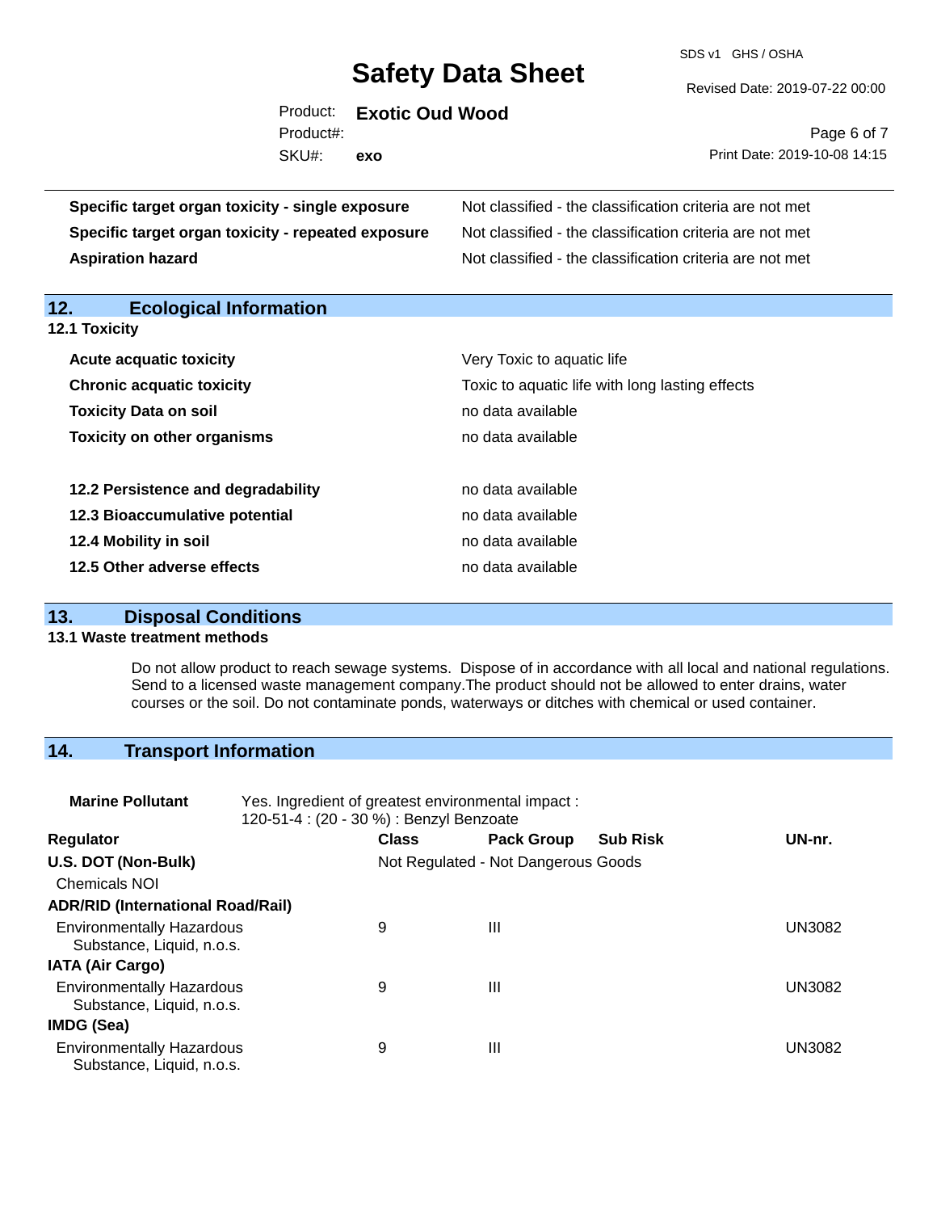| | |
|---|---|
| **Specific target organ toxicity - single exposure** | Not classified - the classification criteria are not met |
| **Specific target organ toxicity - repeated exposure** | Not classified - the classification criteria are not met |
| **Aspiration hazard** | Not classified - the classification criteria are not met |

## 12. Ecological Information

### 12.1 Toxicity

| | |
|---|---|
| **Acute acquatic toxicity** | Very Toxic to aquatic life |
| **Chronic acquatic toxicity** | Toxic to aquatic life with long lasting effects |
| **Toxicity Data on soil** | no data available |
| **Toxicity on other organisms** | no data available |

| | |
|---|---|
| **12.2 Persistence and degradability** | no data available |
| **12.3 Bioaccumulative potential** | no data available |
| **12.4 Mobility in soil** | no data available |
| **12.5 Other adverse effects** | no data available |

## 13. Disposal Conditions

### 13.1 Waste treatment methods

Do not allow product to reach sewage systems. Dispose of in accordance with all local and national regulations. Send to a licensed waste management company.The product should not be allowed to enter drains, water courses or the soil. Do not contaminate ponds, waterways or ditches with chemical or used container.

## 14. Transport Information

**Marine Pollutant** Yes. Ingredient of greatest environmental impact : 120-51-4 : (20 - 30 %) : Benzyl Benzoate

| Regulator | Class | Pack Group | Sub Risk | UN-nr. |
|---|---|---|---|---|
| **U.S. DOT (Non-Bulk)** | Not Regulated - Not Dangerous Goods | | | |
| Chemicals NOI | | | | |
| **ADR/RID (International Road/Rail)** | | | | |
| Environmentally Hazardous Substance, Liquid, n.o.s. | 9 | III | | UN3082 |
| **IATA (Air Cargo)** | | | | |
| Environmentally Hazardous Substance, Liquid, n.o.s. | 9 | III | | UN3082 |
| **IMDG (Sea)** | | | | |
| Environmentally Hazardous Substance, Liquid, n.o.s. | 9 | III | | UN3082 |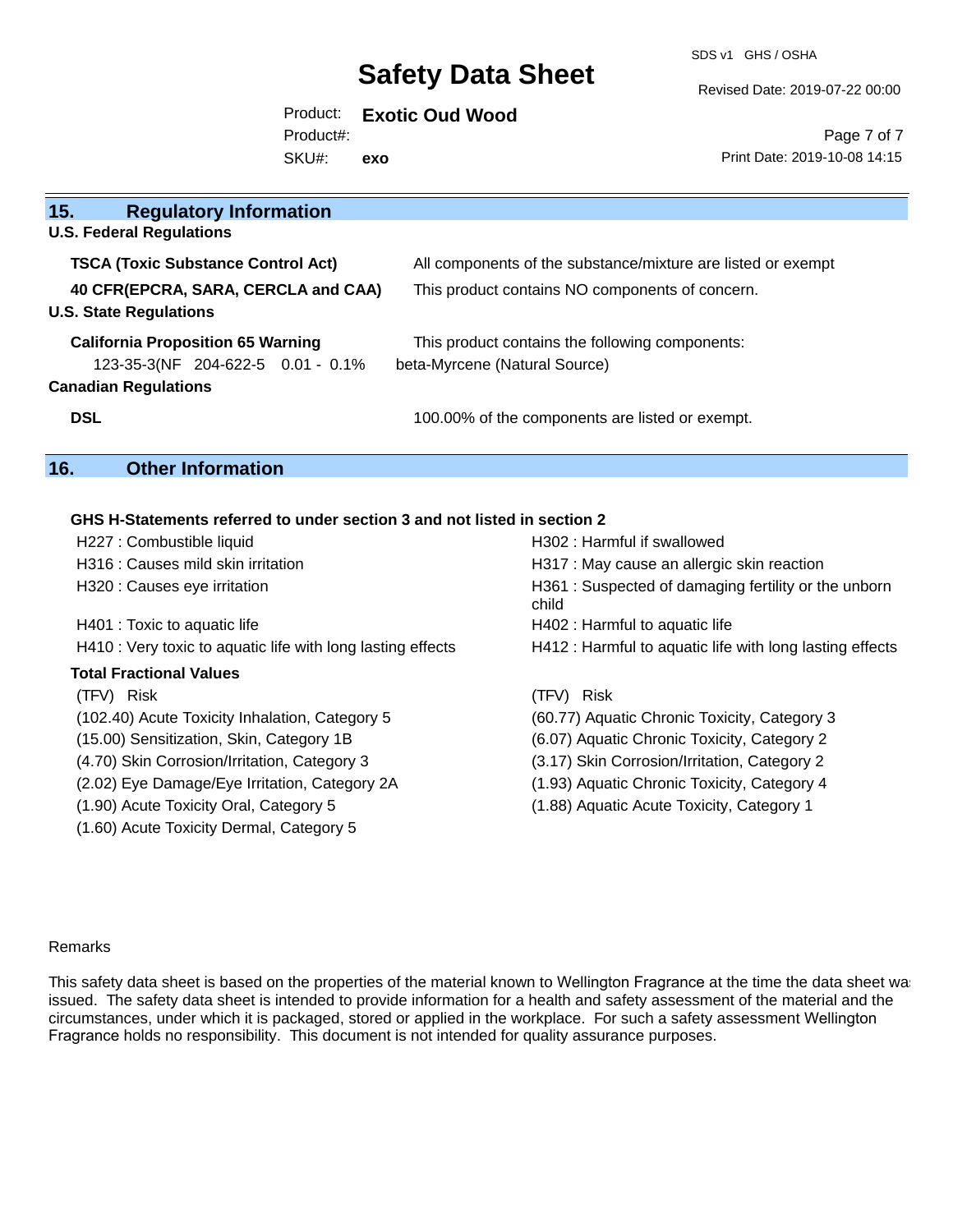## 15. Regulatory Information

**U.S. Federal Regulations**

| | |
|---|---|
| **TSCA (Toxic Substance Control Act)** | All components of the substance/mixture are listed or exempt |
| **40 CFR(EPCRA, SARA, CERCLA and CAA)** | This product contains NO components of concern. |

**U.S. State Regulations**

| | |
|---|---|
| **California Proposition 65 Warning** | This product contains the following components: |
| 123-35-3(NF 204-622-5 0.01 - 0.1% | beta-Myrcene (Natural Source) |

**Canadian Regulations**

| | |
|---|---|
| **DSL** | 100.00% of the components are listed or exempt. |

## 16. Other Information

**GHS H-Statements referred to under section 3 and not listed in section 2**

H227 : Combustible liquid
H302 : Harmful if swallowed
H316 : Causes mild skin irritation
H317 : May cause an allergic skin reaction
H320 : Causes eye irritation
H361 : Suspected of damaging fertility or the unborn child
H401 : Toxic to aquatic life
H402 : Harmful to aquatic life
H410 : Very toxic to aquatic life with long lasting effects
H412 : Harmful to aquatic life with long lasting effects

**Total Fractional Values**

(TFV) Risk
(102.40) Acute Toxicity Inhalation, Category 5
(15.00) Sensitization, Skin, Category 1B
(4.70) Skin Corrosion/Irritation, Category 3
(2.02) Eye Damage/Eye Irritation, Category 2A
(1.90) Acute Toxicity Oral, Category 5
(1.60) Acute Toxicity Dermal, Category 5

(TFV) Risk
(60.77) Aquatic Chronic Toxicity, Category 3
(6.07) Aquatic Chronic Toxicity, Category 2
(3.17) Skin Corrosion/Irritation, Category 2
(1.93) Aquatic Chronic Toxicity, Category 4
(1.88) Aquatic Acute Toxicity, Category 1

Remarks

This safety data sheet is based on the properties of the material known to Wellington Fragrance at the time the data sheet was issued. The safety data sheet is intended to provide information for a health and safety assessment of the material and the circumstances, under which it is packaged, stored or applied in the workplace. For such a safety assessment Wellington Fragrance holds no responsibility. This document is not intended for quality assurance purposes.